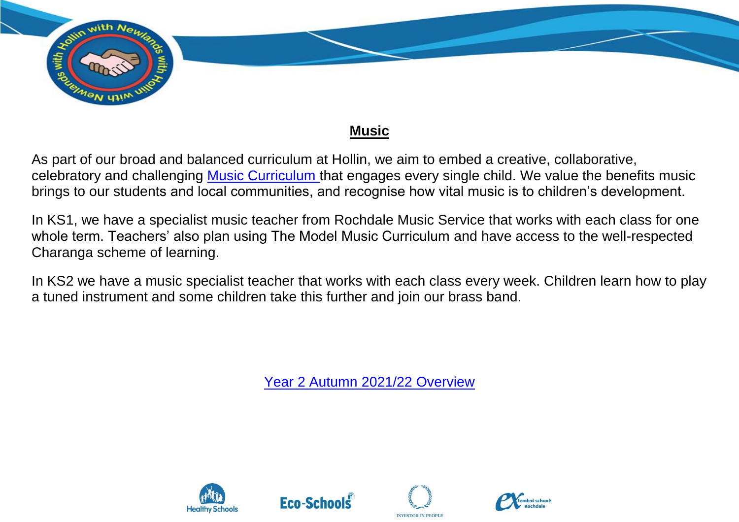## Music

As part of our broad and balanced curriculum at Hollin, we aim to embed a creative, collaborative, celebratory and challenging Music Curriculum that engages every single child. We value the benefits music brings to our students and local communities, and recognise how vital music is to children's development.

In KS1, we have a specialist music teacher from Rochdale Music Service that works with each class for one whole term. Teachers' also plan using The Model Music Curriculum and have access to the well-respected Charanga scheme of learning.

In KS2 we have a music specialist teacher that works with each class every week. Children learn how to play a tuned instrument and some children take this further and join our brass band.

Year 2 Autumn 2021/22 Overview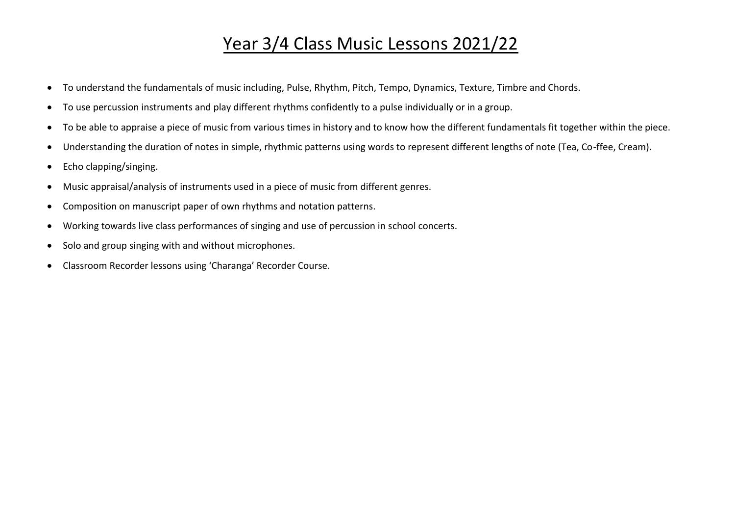# Year 3/4 Class Music Lessons 2021/22

- To understand the fundamentals of music including, Pulse, Rhythm, Pitch, Tempo, Dynamics, Texture, Timbre and Chords.
- To use percussion instruments and play different rhythms confidently to a pulse individually or in a group.
- To be able to appraise a piece of music from various times in history and to know how the different fundamentals fit together within the piece.
- Understanding the duration of notes in simple, rhythmic patterns using words to represent different lengths of note (Tea, Co-ffee, Cream).
- Echo clapping/singing.
- Music appraisal/analysis of instruments used in a piece of music from different genres.
- Composition on manuscript paper of own rhythms and notation patterns.
- Working towards live class performances of singing and use of percussion in school concerts.
- Solo and group singing with and without microphones.
- Classroom Recorder lessons using 'Charanga' Recorder Course.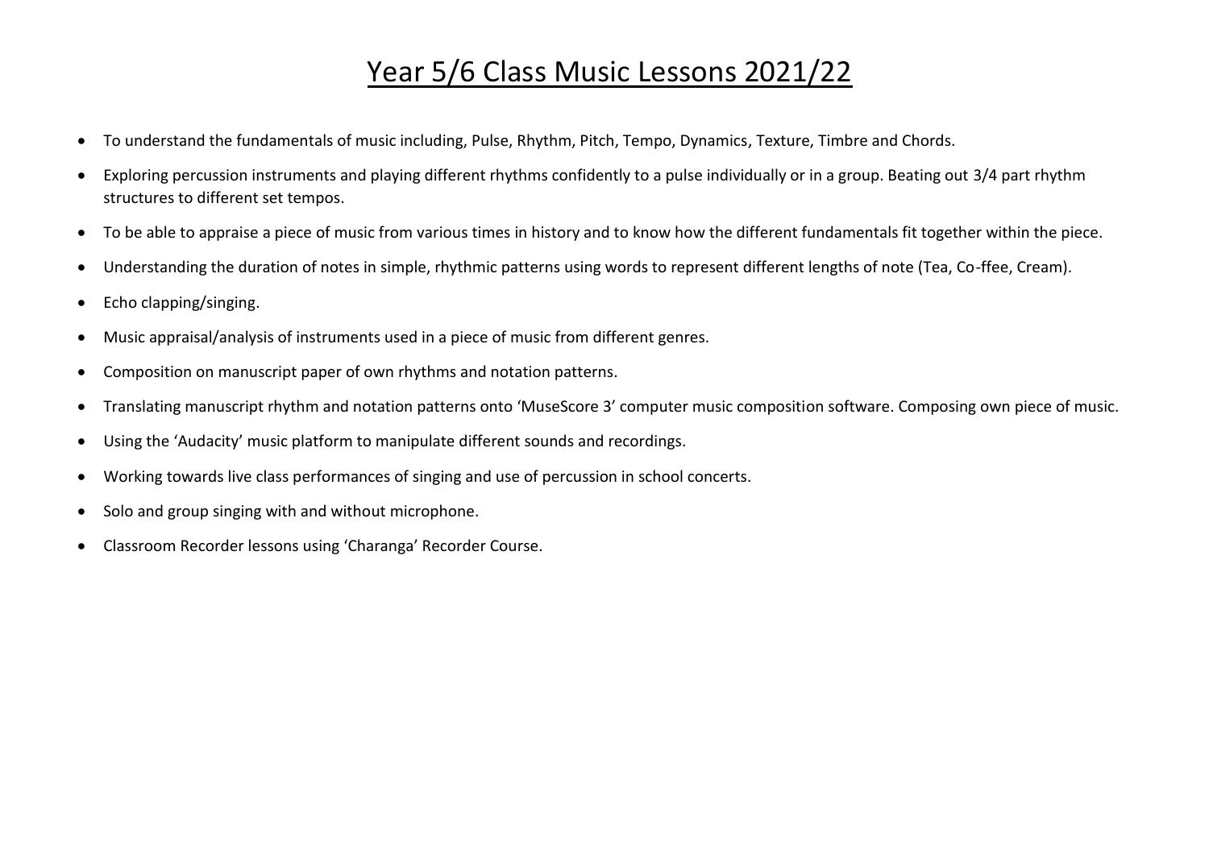# Year 5/6 Class Music Lessons 2021/22

- To understand the fundamentals of music including, Pulse, Rhythm, Pitch, Tempo, Dynamics, Texture, Timbre and Chords.
- Exploring percussion instruments and playing different rhythms confidently to a pulse individually or in a group. Beating out 3/4 part rhythm structures to different set tempos.
- To be able to appraise a piece of music from various times in history and to know how the different fundamentals fit together within the piece.
- Understanding the duration of notes in simple, rhythmic patterns using words to represent different lengths of note (Tea, Co-ffee, Cream).
- Echo clapping/singing.
- Music appraisal/analysis of instruments used in a piece of music from different genres.
- Composition on manuscript paper of own rhythms and notation patterns.
- Translating manuscript rhythm and notation patterns onto 'MuseScore 3' computer music composition software. Composing own piece of music.
- Using the 'Audacity' music platform to manipulate different sounds and recordings.
- Working towards live class performances of singing and use of percussion in school concerts.
- Solo and group singing with and without microphone.
- Classroom Recorder lessons using 'Charanga' Recorder Course.